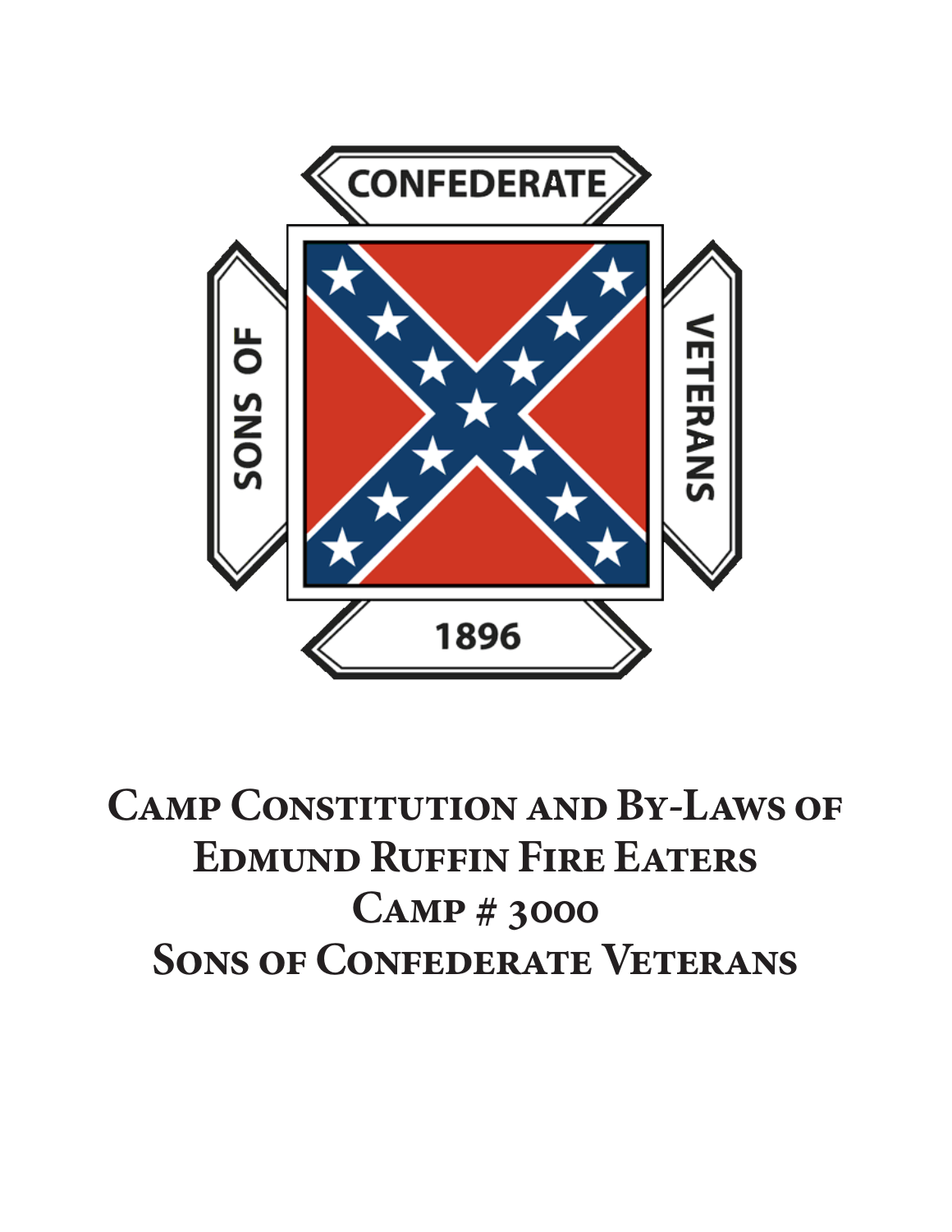CONFEDERATE

SONS OF

VETERANS

1896

# Camp Constitution and By-Laws of Edmund Ruffin Fire Eaters Camp # 3000 Sons of Confederate Veterans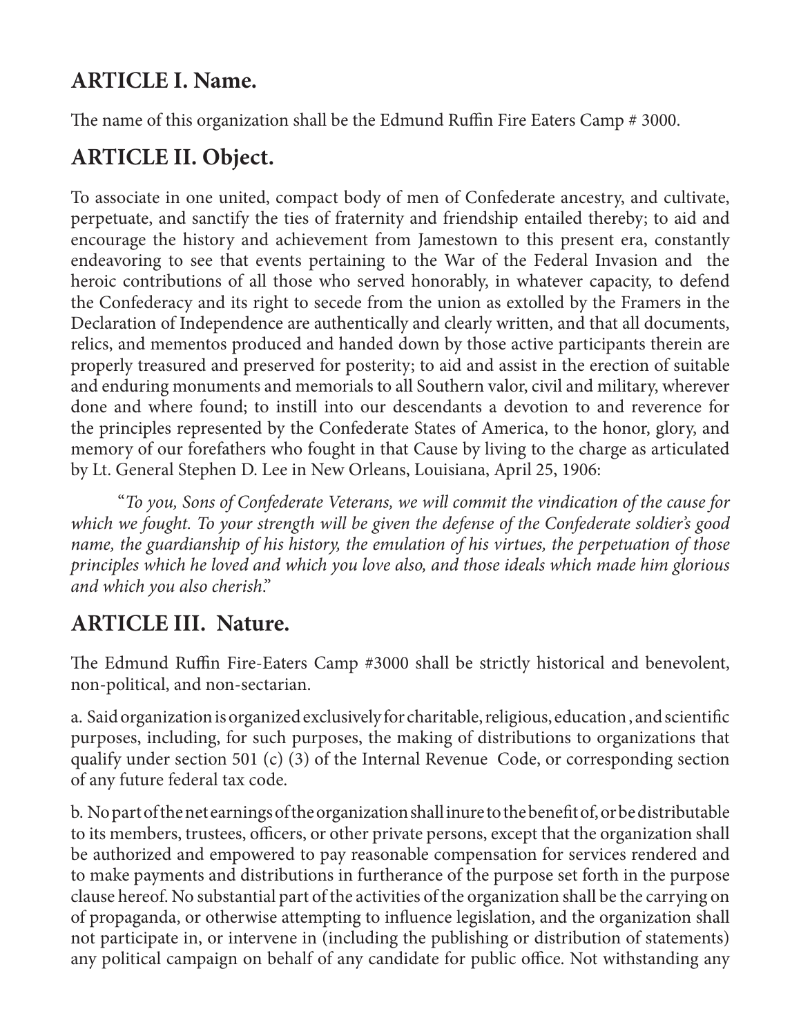## ARTICLE I. Name.

The name of this organization shall be the Edmund Ruffin Fire Eaters Camp # 3000.

## ARTICLE II. Object.

To associate in one united, compact body of men of Confederate ancestry, and cultivate, perpetuate, and sanctify the ties of fraternity and friendship entailed thereby; to aid and encourage the history and achievement from Jamestown to this present era, constantly endeavoring to see that events pertaining to the War of the Federal Invasion and the heroic contributions of all those who served honorably, in whatever capacity, to defend the Confederacy and its right to secede from the union as extolled by the Framers in the Declaration of Independence are authentically and clearly written, and that all documents, relics, and mementos produced and handed down by those active participants therein are properly treasured and preserved for posterity; to aid and assist in the erection of suitable and enduring monuments and memorials to all Southern valor, civil and military, wherever done and where found; to instill into our descendants a devotion to and reverence for the principles represented by the Confederate States of America, to the honor, glory, and memory of our forefathers who fought in that Cause by living to the charge as articulated by Lt. General Stephen D. Lee in New Orleans, Louisiana, April 25, 1906:

"*To you, Sons of Confederate Veterans, we will commit the vindication of the cause for which we fought. To your strength will be given the defense of the Confederate soldier's good name, the guardianship of his history, the emulation of his virtues, the perpetuation of those principles which he loved and which you love also, and those ideals which made him glorious and which you also cherish.*"

## ARTICLE III. Nature.

The Edmund Ruffin Fire-Eaters Camp #3000 shall be strictly historical and benevolent, non-political, and non-sectarian.

a. Said organization is organized exclusively for charitable, religious, education , and scientific purposes, including, for such purposes, the making of distributions to organizations that qualify under section 501 (c) (3) of the Internal Revenue Code, or corresponding section of any future federal tax code.

b. No part of the net earnings of the organization shall inure to the benefit of, or be distributable to its members, trustees, officers, or other private persons, except that the organization shall be authorized and empowered to pay reasonable compensation for services rendered and to make payments and distributions in furtherance of the purpose set forth in the purpose clause hereof. No substantial part of the activities of the organization shall be the carrying on of propaganda, or otherwise attempting to influence legislation, and the organization shall not participate in, or intervene in (including the publishing or distribution of statements) any political campaign on behalf of any candidate for public office. Not withstanding any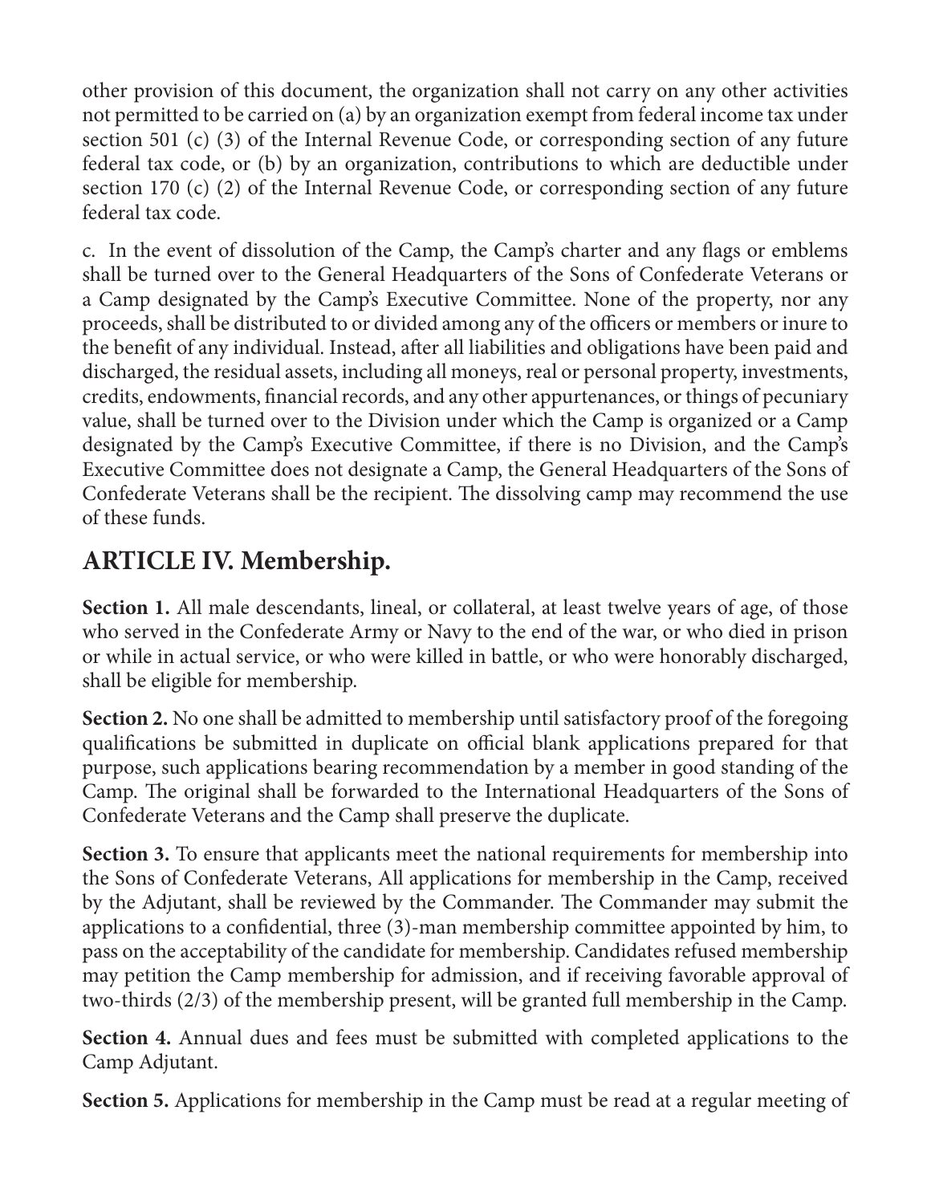other provision of this document, the organization shall not carry on any other activities not permitted to be carried on (a) by an organization exempt from federal income tax under section 501 (c) (3) of the Internal Revenue Code, or corresponding section of any future federal tax code, or (b) by an organization, contributions to which are deductible under section 170 (c) (2) of the Internal Revenue Code, or corresponding section of any future federal tax code.

c. In the event of dissolution of the Camp, the Camp's charter and any flags or emblems shall be turned over to the General Headquarters of the Sons of Confederate Veterans or a Camp designated by the Camp's Executive Committee. None of the property, nor any proceeds, shall be distributed to or divided among any of the officers or members or inure to the benefit of any individual. Instead, after all liabilities and obligations have been paid and discharged, the residual assets, including all moneys, real or personal property, investments, credits, endowments, financial records, and any other appurtenances, or things of pecuniary value, shall be turned over to the Division under which the Camp is organized or a Camp designated by the Camp's Executive Committee, if there is no Division, and the Camp's Executive Committee does not designate a Camp, the General Headquarters of the Sons of Confederate Veterans shall be the recipient. The dissolving camp may recommend the use of these funds.

## ARTICLE IV. Membership.

**Section 1.** All male descendants, lineal, or collateral, at least twelve years of age, of those who served in the Confederate Army or Navy to the end of the war, or who died in prison or while in actual service, or who were killed in battle, or who were honorably discharged, shall be eligible for membership.

**Section 2.** No one shall be admitted to membership until satisfactory proof of the foregoing qualifications be submitted in duplicate on official blank applications prepared for that purpose, such applications bearing recommendation by a member in good standing of the Camp. The original shall be forwarded to the International Headquarters of the Sons of Confederate Veterans and the Camp shall preserve the duplicate.

**Section 3.** To ensure that applicants meet the national requirements for membership into the Sons of Confederate Veterans, All applications for membership in the Camp, received by the Adjutant, shall be reviewed by the Commander. The Commander may submit the applications to a confidential, three (3)-man membership committee appointed by him, to pass on the acceptability of the candidate for membership. Candidates refused membership may petition the Camp membership for admission, and if receiving favorable approval of two-thirds (2/3) of the membership present, will be granted full membership in the Camp.

**Section 4.** Annual dues and fees must be submitted with completed applications to the Camp Adjutant.

**Section 5.** Applications for membership in the Camp must be read at a regular meeting of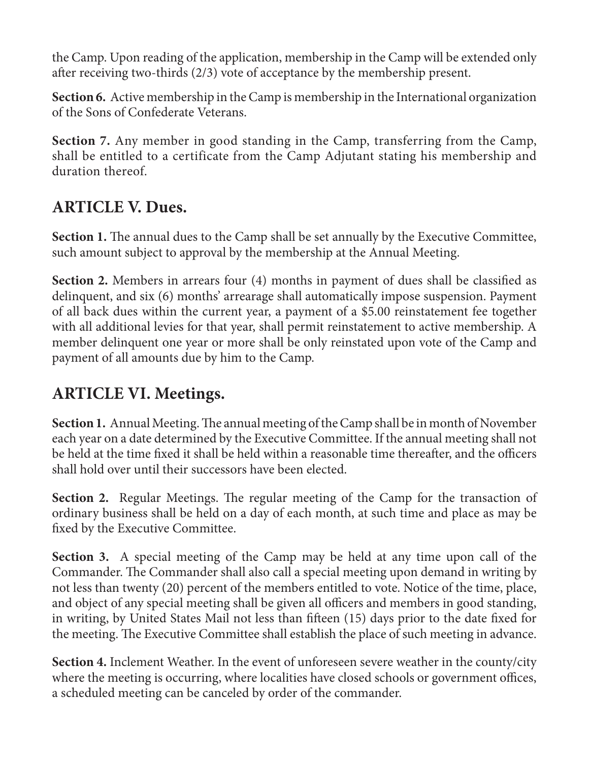the Camp. Upon reading of the application, membership in the Camp will be extended only after receiving two-thirds (2/3) vote of acceptance by the membership present.

**Section 6.** Active membership in the Camp is membership in the International organization of the Sons of Confederate Veterans.

**Section 7.** Any member in good standing in the Camp, transferring from the Camp, shall be entitled to a certificate from the Camp Adjutant stating his membership and duration thereof.

## ARTICLE V. Dues.

**Section 1.** The annual dues to the Camp shall be set annually by the Executive Committee, such amount subject to approval by the membership at the Annual Meeting.

**Section 2.** Members in arrears four (4) months in payment of dues shall be classified as delinquent, and six (6) months' arrearage shall automatically impose suspension. Payment of all back dues within the current year, a payment of a $5.00 reinstatement fee together with all additional levies for that year, shall permit reinstatement to active membership. A member delinquent one year or more shall be only reinstated upon vote of the Camp and payment of all amounts due by him to the Camp.

## ARTICLE VI. Meetings.

**Section 1.** Annual Meeting. The annual meeting of the Camp shall be in month of November each year on a date determined by the Executive Committee. If the annual meeting shall not be held at the time fixed it shall be held within a reasonable time thereafter, and the officers shall hold over until their successors have been elected.

**Section 2.** Regular Meetings. The regular meeting of the Camp for the transaction of ordinary business shall be held on a day of each month, at such time and place as may be fixed by the Executive Committee.

**Section 3.** A special meeting of the Camp may be held at any time upon call of the Commander. The Commander shall also call a special meeting upon demand in writing by not less than twenty (20) percent of the members entitled to vote. Notice of the time, place, and object of any special meeting shall be given all officers and members in good standing, in writing, by United States Mail not less than fifteen (15) days prior to the date fixed for the meeting. The Executive Committee shall establish the place of such meeting in advance.

**Section 4.** Inclement Weather. In the event of unforeseen severe weather in the county/city where the meeting is occurring, where localities have closed schools or government offices, a scheduled meeting can be canceled by order of the commander.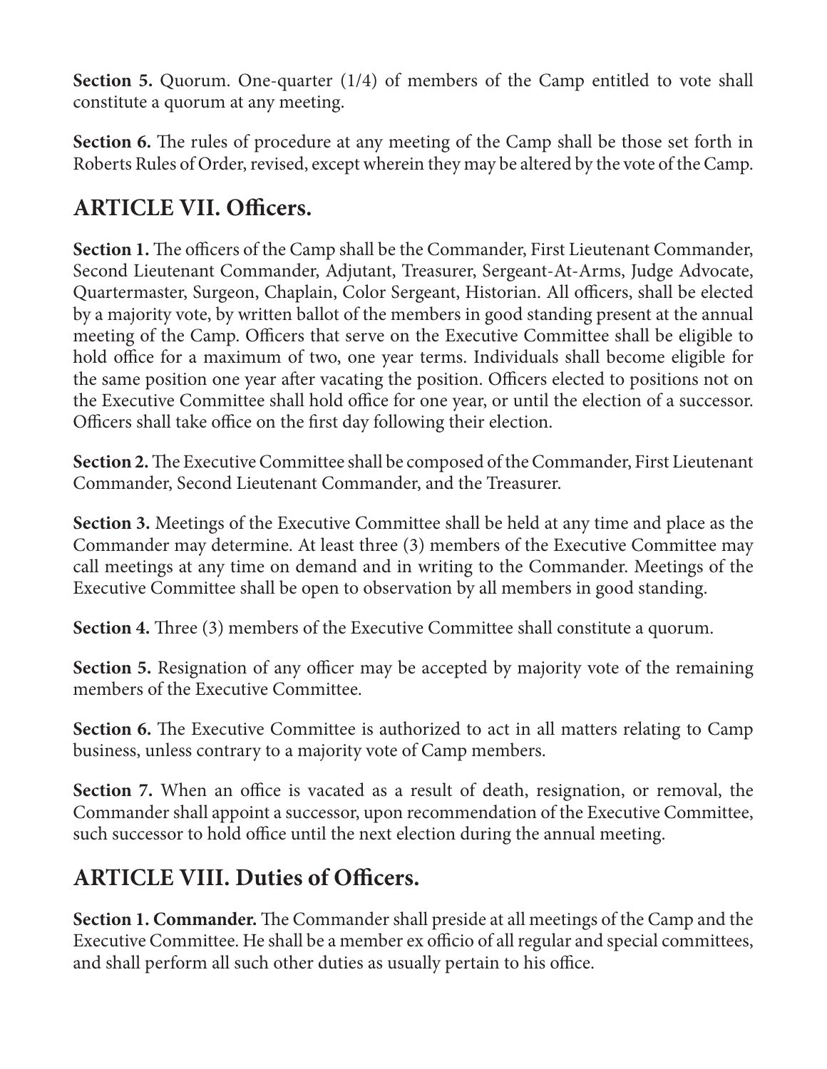**Section 5.** Quorum. One-quarter (1/4) of members of the Camp entitled to vote shall constitute a quorum at any meeting.

**Section 6.** The rules of procedure at any meeting of the Camp shall be those set forth in Roberts Rules of Order, revised, except wherein they may be altered by the vote of the Camp.

## ARTICLE VII. Officers.

**Section 1.** The officers of the Camp shall be the Commander, First Lieutenant Commander, Second Lieutenant Commander, Adjutant, Treasurer, Sergeant-At-Arms, Judge Advocate, Quartermaster, Surgeon, Chaplain, Color Sergeant, Historian. All officers, shall be elected by a majority vote, by written ballot of the members in good standing present at the annual meeting of the Camp. Officers that serve on the Executive Committee shall be eligible to hold office for a maximum of two, one year terms. Individuals shall become eligible for the same position one year after vacating the position. Officers elected to positions not on the Executive Committee shall hold office for one year, or until the election of a successor. Officers shall take office on the first day following their election.

**Section 2.** The Executive Committee shall be composed of the Commander, First Lieutenant Commander, Second Lieutenant Commander, and the Treasurer.

**Section 3.** Meetings of the Executive Committee shall be held at any time and place as the Commander may determine. At least three (3) members of the Executive Committee may call meetings at any time on demand and in writing to the Commander. Meetings of the Executive Committee shall be open to observation by all members in good standing.

**Section 4.** Three (3) members of the Executive Committee shall constitute a quorum.

**Section 5.** Resignation of any officer may be accepted by majority vote of the remaining members of the Executive Committee.

**Section 6.** The Executive Committee is authorized to act in all matters relating to Camp business, unless contrary to a majority vote of Camp members.

**Section 7.** When an office is vacated as a result of death, resignation, or removal, the Commander shall appoint a successor, upon recommendation of the Executive Committee, such successor to hold office until the next election during the annual meeting.

## ARTICLE VIII. Duties of Officers.

**Section 1. Commander.** The Commander shall preside at all meetings of the Camp and the Executive Committee. He shall be a member ex officio of all regular and special committees, and shall perform all such other duties as usually pertain to his office.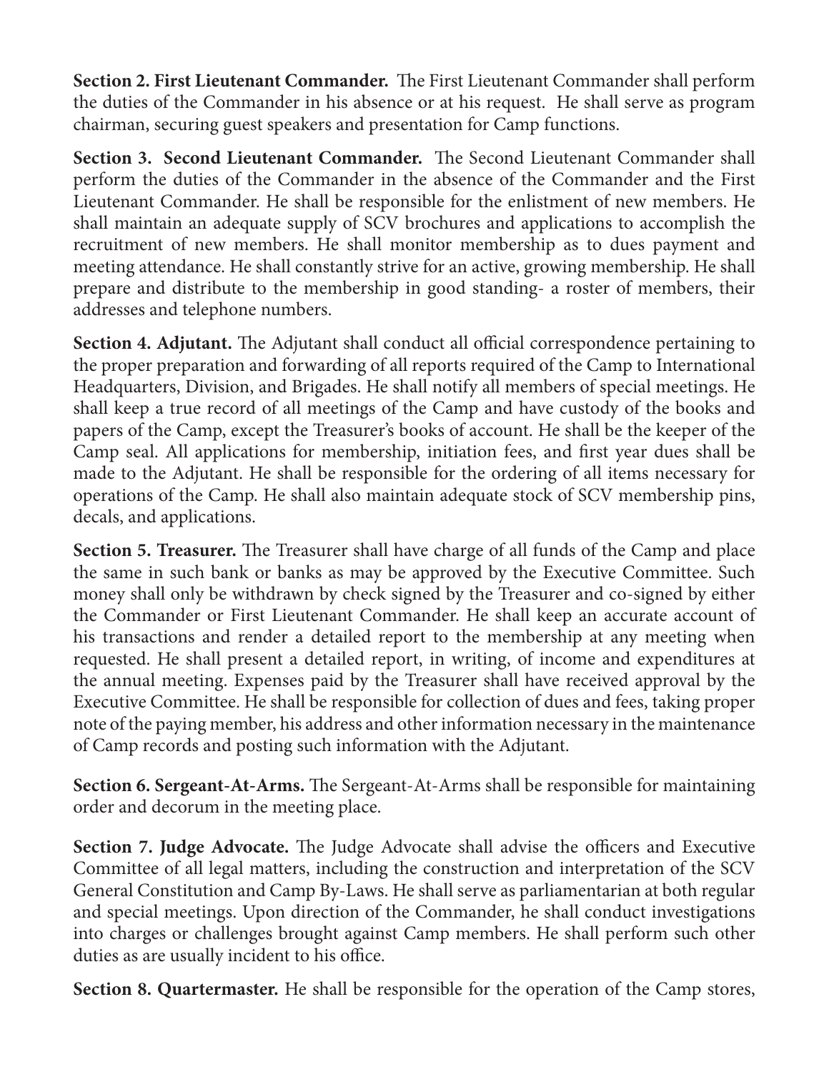**Section 2. First Lieutenant Commander.** The First Lieutenant Commander shall perform the duties of the Commander in his absence or at his request. He shall serve as program chairman, securing guest speakers and presentation for Camp functions.

**Section 3. Second Lieutenant Commander.** The Second Lieutenant Commander shall perform the duties of the Commander in the absence of the Commander and the First Lieutenant Commander. He shall be responsible for the enlistment of new members. He shall maintain an adequate supply of SCV brochures and applications to accomplish the recruitment of new members. He shall monitor membership as to dues payment and meeting attendance. He shall constantly strive for an active, growing membership. He shall prepare and distribute to the membership in good standing- a roster of members, their addresses and telephone numbers.

**Section 4. Adjutant.** The Adjutant shall conduct all official correspondence pertaining to the proper preparation and forwarding of all reports required of the Camp to International Headquarters, Division, and Brigades. He shall notify all members of special meetings. He shall keep a true record of all meetings of the Camp and have custody of the books and papers of the Camp, except the Treasurer's books of account. He shall be the keeper of the Camp seal. All applications for membership, initiation fees, and first year dues shall be made to the Adjutant. He shall be responsible for the ordering of all items necessary for operations of the Camp. He shall also maintain adequate stock of SCV membership pins, decals, and applications.

**Section 5. Treasurer.** The Treasurer shall have charge of all funds of the Camp and place the same in such bank or banks as may be approved by the Executive Committee. Such money shall only be withdrawn by check signed by the Treasurer and co-signed by either the Commander or First Lieutenant Commander. He shall keep an accurate account of his transactions and render a detailed report to the membership at any meeting when requested. He shall present a detailed report, in writing, of income and expenditures at the annual meeting. Expenses paid by the Treasurer shall have received approval by the Executive Committee. He shall be responsible for collection of dues and fees, taking proper note of the paying member, his address and other information necessary in the maintenance of Camp records and posting such information with the Adjutant.

**Section 6. Sergeant-At-Arms.** The Sergeant-At-Arms shall be responsible for maintaining order and decorum in the meeting place.

**Section 7. Judge Advocate.** The Judge Advocate shall advise the officers and Executive Committee of all legal matters, including the construction and interpretation of the SCV General Constitution and Camp By-Laws. He shall serve as parliamentarian at both regular and special meetings. Upon direction of the Commander, he shall conduct investigations into charges or challenges brought against Camp members. He shall perform such other duties as are usually incident to his office.

**Section 8. Quartermaster.** He shall be responsible for the operation of the Camp stores,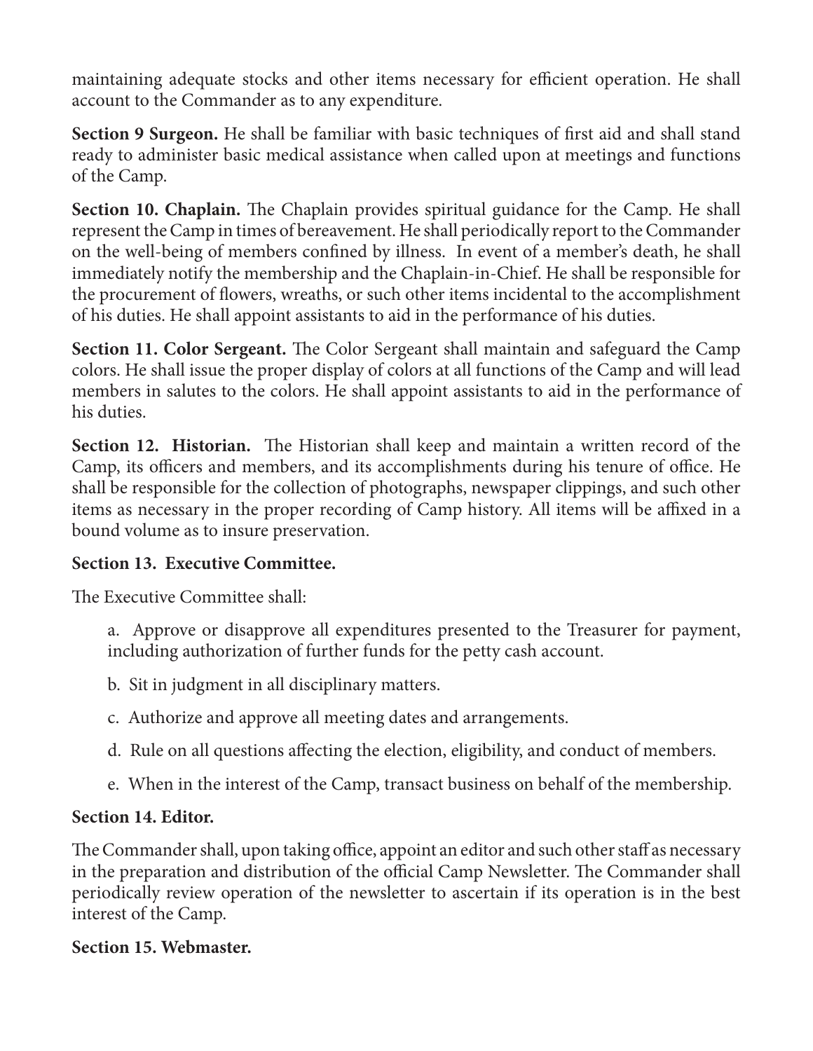maintaining adequate stocks and other items necessary for efficient operation. He shall account to the Commander as to any expenditure.

**Section 9 Surgeon.** He shall be familiar with basic techniques of first aid and shall stand ready to administer basic medical assistance when called upon at meetings and functions of the Camp.

**Section 10. Chaplain.** The Chaplain provides spiritual guidance for the Camp. He shall represent the Camp in times of bereavement. He shall periodically report to the Commander on the well-being of members confined by illness. In event of a member's death, he shall immediately notify the membership and the Chaplain-in-Chief. He shall be responsible for the procurement of flowers, wreaths, or such other items incidental to the accomplishment of his duties. He shall appoint assistants to aid in the performance of his duties.

**Section 11. Color Sergeant.** The Color Sergeant shall maintain and safeguard the Camp colors. He shall issue the proper display of colors at all functions of the Camp and will lead members in salutes to the colors. He shall appoint assistants to aid in the performance of his duties.

**Section 12. Historian.** The Historian shall keep and maintain a written record of the Camp, its officers and members, and its accomplishments during his tenure of office. He shall be responsible for the collection of photographs, newspaper clippings, and such other items as necessary in the proper recording of Camp history. All items will be affixed in a bound volume as to insure preservation.

**Section 13. Executive Committee.**

The Executive Committee shall:

a. Approve or disapprove all expenditures presented to the Treasurer for payment, including authorization of further funds for the petty cash account.

b. Sit in judgment in all disciplinary matters.

c. Authorize and approve all meeting dates and arrangements.

d. Rule on all questions affecting the election, eligibility, and conduct of members.

e. When in the interest of the Camp, transact business on behalf of the membership.

**Section 14. Editor.**

The Commander shall, upon taking office, appoint an editor and such other staff as necessary in the preparation and distribution of the official Camp Newsletter. The Commander shall periodically review operation of the newsletter to ascertain if its operation is in the best interest of the Camp.

**Section 15. Webmaster.**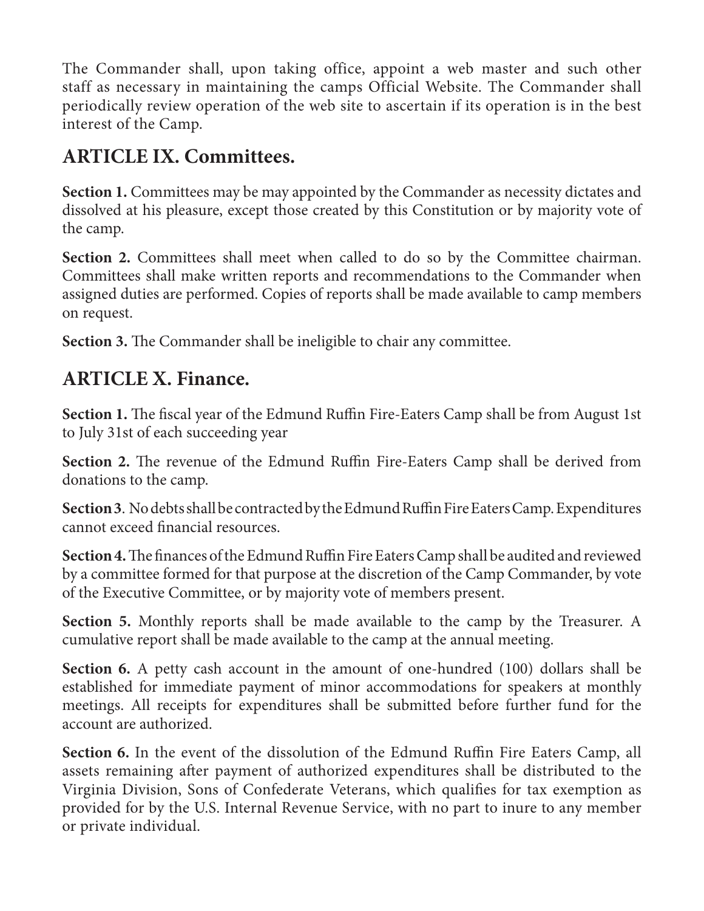The Commander shall, upon taking office, appoint a web master and such other staff as necessary in maintaining the camps Official Website. The Commander shall periodically review operation of the web site to ascertain if its operation is in the best interest of the Camp.

## ARTICLE IX. Committees.

**Section 1.** Committees may be may appointed by the Commander as necessity dictates and dissolved at his pleasure, except those created by this Constitution or by majority vote of the camp.

**Section 2.** Committees shall meet when called to do so by the Committee chairman. Committees shall make written reports and recommendations to the Commander when assigned duties are performed. Copies of reports shall be made available to camp members on request.

**Section 3.** The Commander shall be ineligible to chair any committee.

## ARTICLE X. Finance.

**Section 1.** The fiscal year of the Edmund Ruffin Fire-Eaters Camp shall be from August 1st to July 31st of each succeeding year

**Section 2.** The revenue of the Edmund Ruffin Fire-Eaters Camp shall be derived from donations to the camp.

**Section 3**. No debts shall be contracted by the Edmund Ruffin Fire Eaters Camp. Expenditures cannot exceed financial resources.

**Section 4.** The finances of the Edmund Ruffin Fire Eaters Camp shall be audited and reviewed by a committee formed for that purpose at the discretion of the Camp Commander, by vote of the Executive Committee, or by majority vote of members present.

**Section 5.** Monthly reports shall be made available to the camp by the Treasurer. A cumulative report shall be made available to the camp at the annual meeting.

**Section 6.** A petty cash account in the amount of one-hundred (100) dollars shall be established for immediate payment of minor accommodations for speakers at monthly meetings. All receipts for expenditures shall be submitted before further fund for the account are authorized.

**Section 6.** In the event of the dissolution of the Edmund Ruffin Fire Eaters Camp, all assets remaining after payment of authorized expenditures shall be distributed to the Virginia Division, Sons of Confederate Veterans, which qualifies for tax exemption as provided for by the U.S. Internal Revenue Service, with no part to inure to any member or private individual.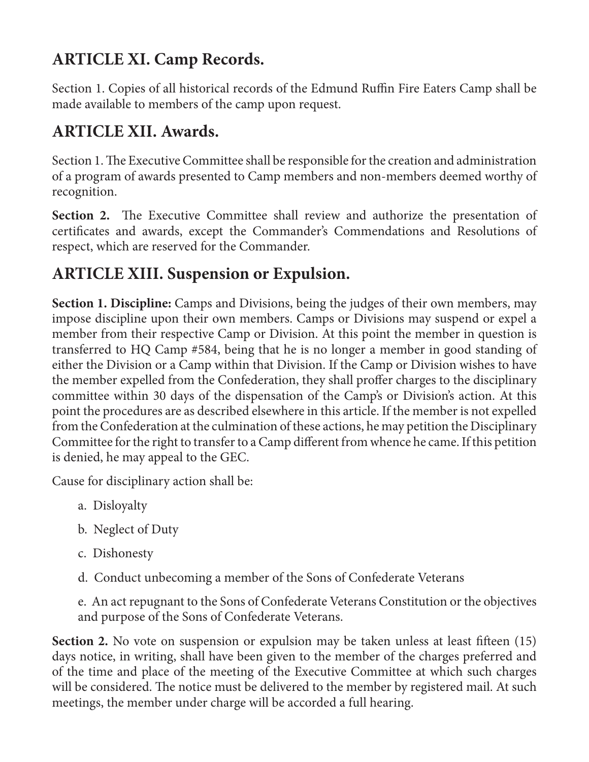## ARTICLE XI. Camp Records.

Section 1. Copies of all historical records of the Edmund Ruffin Fire Eaters Camp shall be made available to members of the camp upon request.

## ARTICLE XII. Awards.

Section 1. The Executive Committee shall be responsible for the creation and administration of a program of awards presented to Camp members and non-members deemed worthy of recognition.

**Section 2.** The Executive Committee shall review and authorize the presentation of certificates and awards, except the Commander's Commendations and Resolutions of respect, which are reserved for the Commander.

## ARTICLE XIII. Suspension or Expulsion.

**Section 1. Discipline:** Camps and Divisions, being the judges of their own members, may impose discipline upon their own members. Camps or Divisions may suspend or expel a member from their respective Camp or Division. At this point the member in question is transferred to HQ Camp #584, being that he is no longer a member in good standing of either the Division or a Camp within that Division. If the Camp or Division wishes to have the member expelled from the Confederation, they shall proffer charges to the disciplinary committee within 30 days of the dispensation of the Camp's or Division's action. At this point the procedures are as described elsewhere in this article. If the member is not expelled from the Confederation at the culmination of these actions, he may petition the Disciplinary Committee for the right to transfer to a Camp different from whence he came. If this petition is denied, he may appeal to the GEC.

Cause for disciplinary action shall be:

a. Disloyalty

b. Neglect of Duty

c. Dishonesty

d. Conduct unbecoming a member of the Sons of Confederate Veterans

e. An act repugnant to the Sons of Confederate Veterans Constitution or the objectives and purpose of the Sons of Confederate Veterans.

**Section 2.** No vote on suspension or expulsion may be taken unless at least fifteen (15) days notice, in writing, shall have been given to the member of the charges preferred and of the time and place of the meeting of the Executive Committee at which such charges will be considered. The notice must be delivered to the member by registered mail. At such meetings, the member under charge will be accorded a full hearing.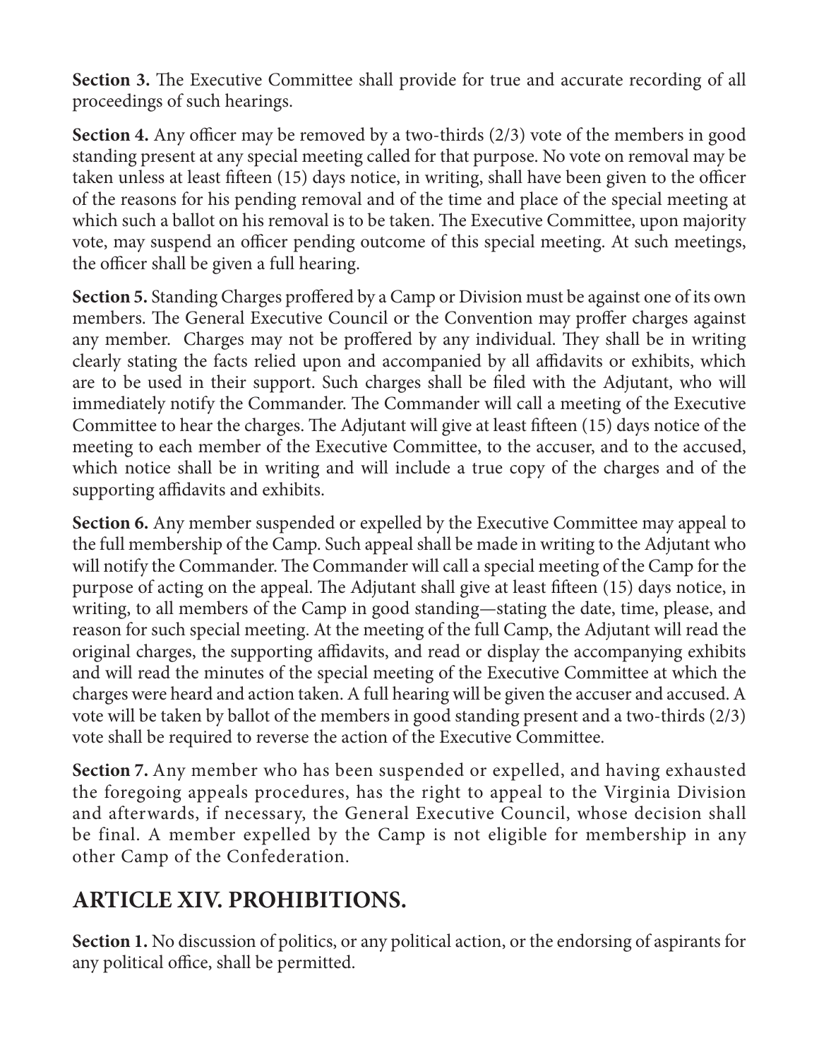**Section 3.** The Executive Committee shall provide for true and accurate recording of all proceedings of such hearings.

**Section 4.** Any officer may be removed by a two-thirds (2/3) vote of the members in good standing present at any special meeting called for that purpose. No vote on removal may be taken unless at least fifteen (15) days notice, in writing, shall have been given to the officer of the reasons for his pending removal and of the time and place of the special meeting at which such a ballot on his removal is to be taken. The Executive Committee, upon majority vote, may suspend an officer pending outcome of this special meeting. At such meetings, the officer shall be given a full hearing.

**Section 5.** Standing Charges proffered by a Camp or Division must be against one of its own members. The General Executive Council or the Convention may proffer charges against any member. Charges may not be proffered by any individual. They shall be in writing clearly stating the facts relied upon and accompanied by all affidavits or exhibits, which are to be used in their support. Such charges shall be filed with the Adjutant, who will immediately notify the Commander. The Commander will call a meeting of the Executive Committee to hear the charges. The Adjutant will give at least fifteen (15) days notice of the meeting to each member of the Executive Committee, to the accuser, and to the accused, which notice shall be in writing and will include a true copy of the charges and of the supporting affidavits and exhibits.

**Section 6.** Any member suspended or expelled by the Executive Committee may appeal to the full membership of the Camp. Such appeal shall be made in writing to the Adjutant who will notify the Commander. The Commander will call a special meeting of the Camp for the purpose of acting on the appeal. The Adjutant shall give at least fifteen (15) days notice, in writing, to all members of the Camp in good standing—stating the date, time, please, and reason for such special meeting. At the meeting of the full Camp, the Adjutant will read the original charges, the supporting affidavits, and read or display the accompanying exhibits and will read the minutes of the special meeting of the Executive Committee at which the charges were heard and action taken. A full hearing will be given the accuser and accused. A vote will be taken by ballot of the members in good standing present and a two-thirds (2/3) vote shall be required to reverse the action of the Executive Committee.

**Section 7.** Any member who has been suspended or expelled, and having exhausted the foregoing appeals procedures, has the right to appeal to the Virginia Division and afterwards, if necessary, the General Executive Council, whose decision shall be final. A member expelled by the Camp is not eligible for membership in any other Camp of the Confederation.

## ARTICLE XIV. PROHIBITIONS.

**Section 1.** No discussion of politics, or any political action, or the endorsing of aspirants for any political office, shall be permitted.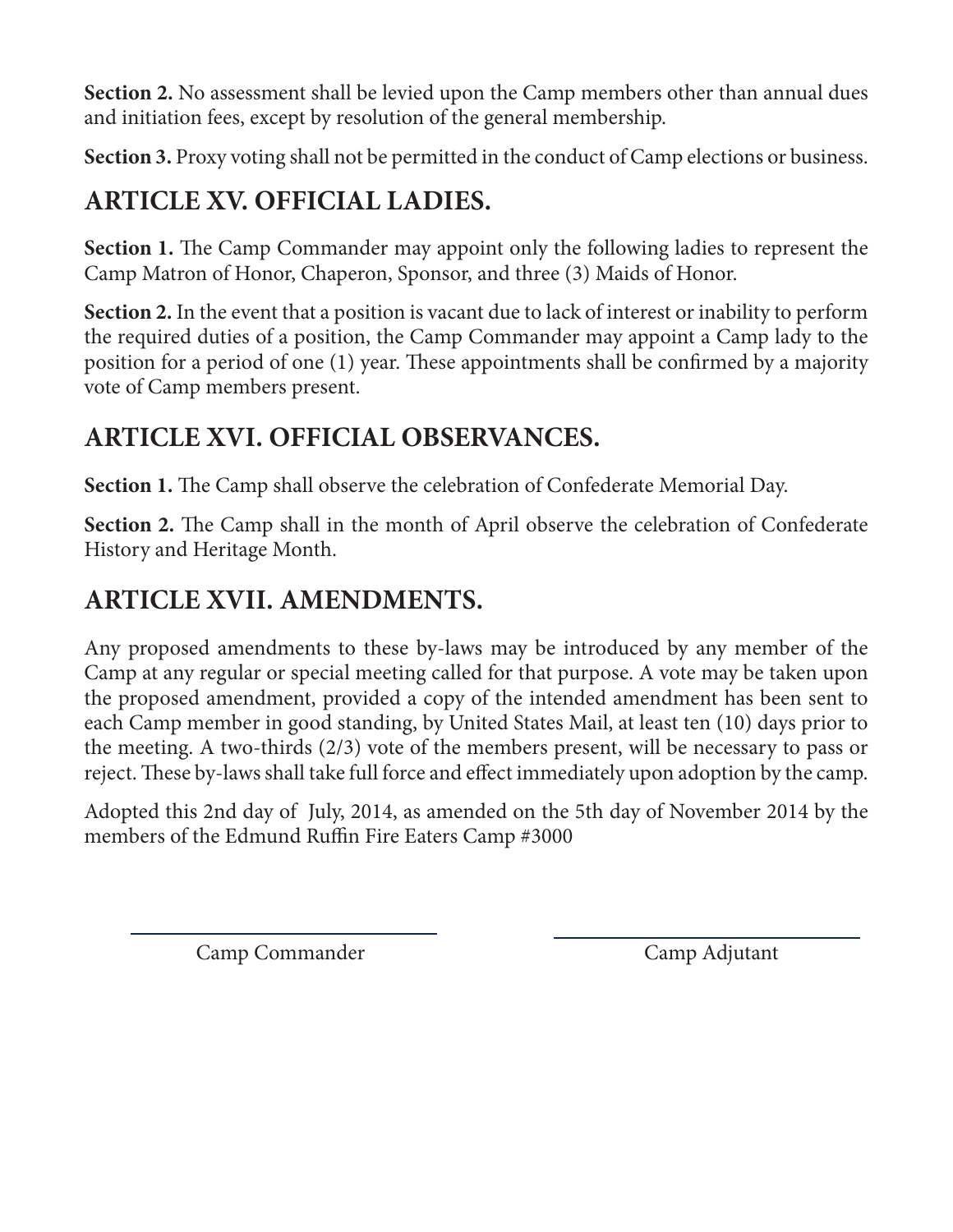**Section 2.** No assessment shall be levied upon the Camp members other than annual dues and initiation fees, except by resolution of the general membership.

**Section 3.** Proxy voting shall not be permitted in the conduct of Camp elections or business.

## ARTICLE XV. OFFICIAL LADIES.

**Section 1.** The Camp Commander may appoint only the following ladies to represent the Camp Matron of Honor, Chaperon, Sponsor, and three (3) Maids of Honor.

**Section 2.** In the event that a position is vacant due to lack of interest or inability to perform the required duties of a position, the Camp Commander may appoint a Camp lady to the position for a period of one (1) year. These appointments shall be confirmed by a majority vote of Camp members present.

## ARTICLE XVI. OFFICIAL OBSERVANCES.

**Section 1.** The Camp shall observe the celebration of Confederate Memorial Day.

**Section 2.** The Camp shall in the month of April observe the celebration of Confederate History and Heritage Month.

## ARTICLE XVII. AMENDMENTS.

Any proposed amendments to these by-laws may be introduced by any member of the Camp at any regular or special meeting called for that purpose. A vote may be taken upon the proposed amendment, provided a copy of the intended amendment has been sent to each Camp member in good standing, by United States Mail, at least ten (10) days prior to the meeting. A two-thirds (2/3) vote of the members present, will be necessary to pass or reject. These by-laws shall take full force and effect immediately upon adoption by the camp.

Adopted this 2nd day of July, 2014, as amended on the 5th day of November 2014 by the members of the Edmund Ruffin Fire Eaters Camp #3000

Camp Commander

Camp Adjutant